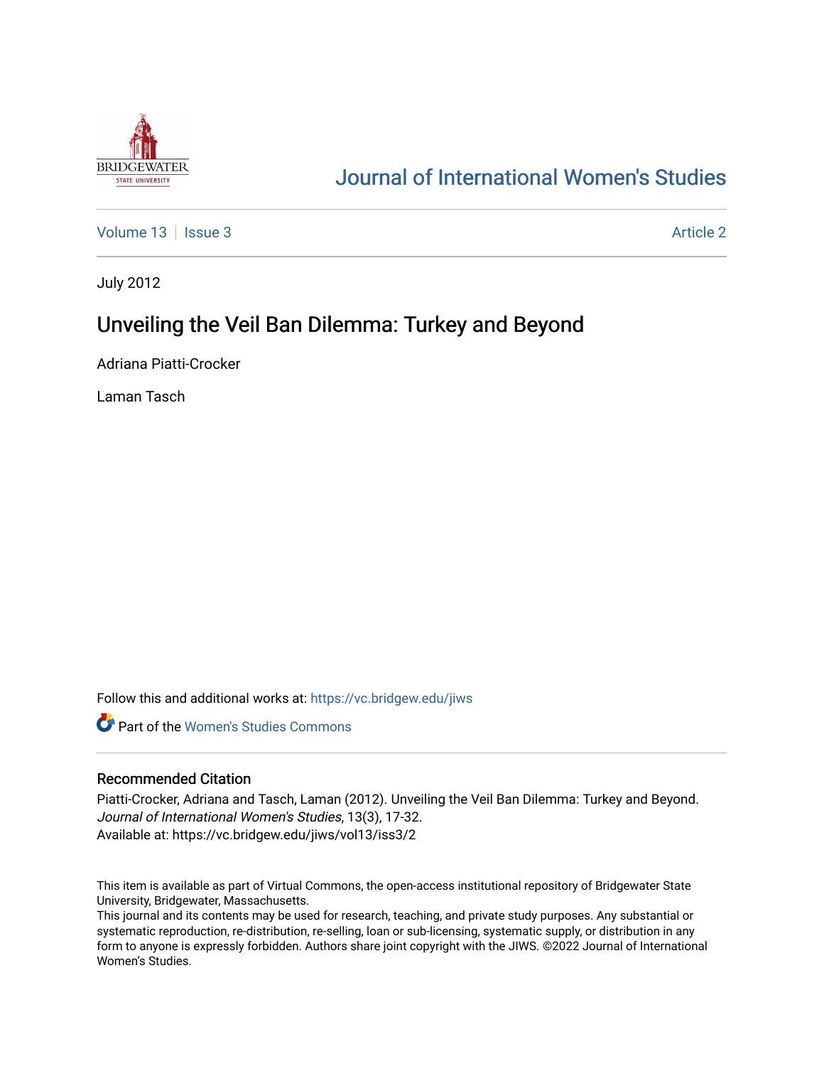# Journal of International Women's Studies

Volume 13 | Issue 3 | Article 2

July 2012

## Unveiling the Veil Ban Dilemma: Turkey and Beyond

Adriana Piatti-Crocker

Laman Tasch

Follow this and additional works at: https://vc.bridgew.edu/jiws

Part of the Women's Studies Commons

### Recommended Citation

Piatti-Crocker, Adriana and Tasch, Laman (2012). Unveiling the Veil Ban Dilemma: Turkey and Beyond. *Journal of International Women's Studies*, 13(3), 17-32.
Available at: https://vc.bridgew.edu/jiws/vol13/iss3/2

This item is available as part of Virtual Commons, the open-access institutional repository of Bridgewater State University, Bridgewater, Massachusetts.
This journal and its contents may be used for research, teaching, and private study purposes. Any substantial or systematic reproduction, re-distribution, re-selling, loan or sub-licensing, systematic supply, or distribution in any form to anyone is expressly forbidden. Authors share joint copyright with the JIWS. ©2022 Journal of International Women's Studies.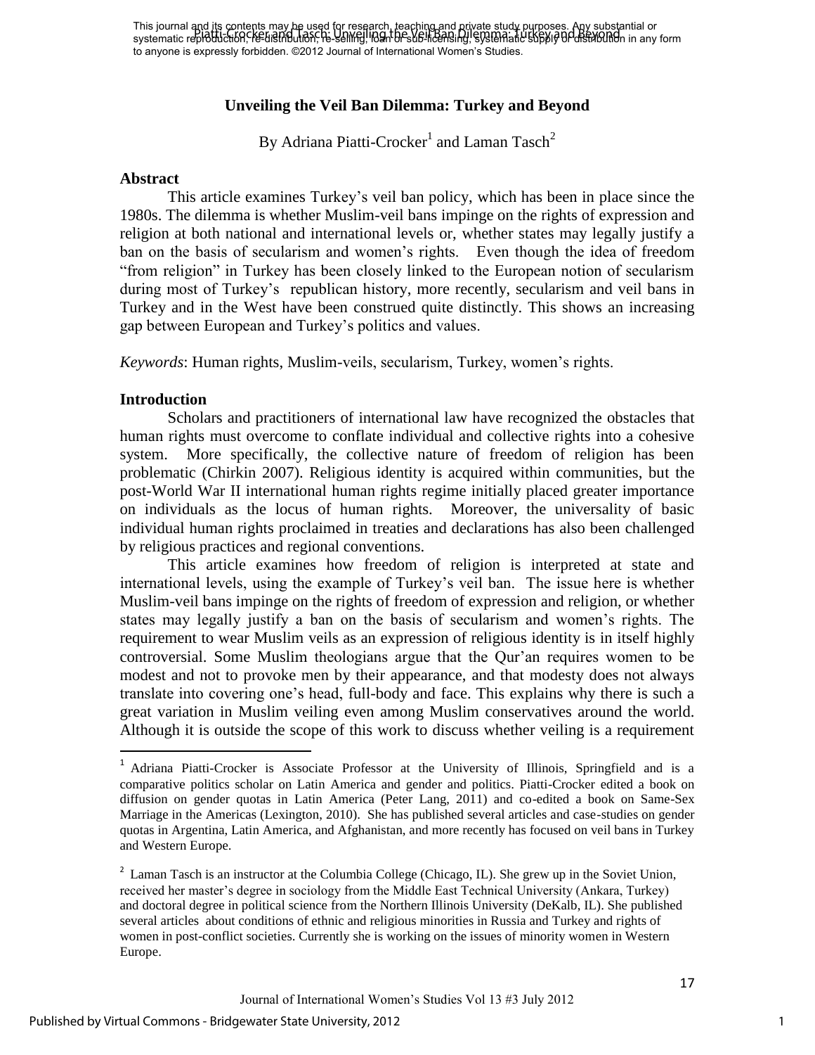# Unveiling the Veil Ban Dilemma: Turkey and Beyond

By Adriana Piatti-Crocker[1] and Laman Tasch[2]

## Abstract

This article examines Turkey's veil ban policy, which has been in place since the 1980s. The dilemma is whether Muslim-veil bans impinge on the rights of expression and religion at both national and international levels or, whether states may legally justify a ban on the basis of secularism and women's rights. Even though the idea of freedom "from religion" in Turkey has been closely linked to the European notion of secularism during most of Turkey's republican history, more recently, secularism and veil bans in Turkey and in the West have been construed quite distinctly. This shows an increasing gap between European and Turkey's politics and values.

*Keywords*: Human rights, Muslim-veils, secularism, Turkey, women's rights.

## Introduction

Scholars and practitioners of international law have recognized the obstacles that human rights must overcome to conflate individual and collective rights into a cohesive system. More specifically, the collective nature of freedom of religion has been problematic (Chirkin 2007). Religious identity is acquired within communities, but the post-World War II international human rights regime initially placed greater importance on individuals as the locus of human rights. Moreover, the universality of basic individual human rights proclaimed in treaties and declarations has also been challenged by religious practices and regional conventions.

This article examines how freedom of religion is interpreted at state and international levels, using the example of Turkey's veil ban. The issue here is whether Muslim-veil bans impinge on the rights of freedom of expression and religion, or whether states may legally justify a ban on the basis of secularism and women's rights. The requirement to wear Muslim veils as an expression of religious identity is in itself highly controversial. Some Muslim theologians argue that the Qur'an requires women to be modest and not to provoke men by their appearance, and that modesty does not always translate into covering one's head, full-body and face. This explains why there is such a great variation in Muslim veiling even among Muslim conservatives around the world. Although it is outside the scope of this work to discuss whether veiling is a requirement

[1] Adriana Piatti-Crocker is Associate Professor at the University of Illinois, Springfield and is a comparative politics scholar on Latin America and gender and politics. Piatti-Crocker edited a book on diffusion on gender quotas in Latin America (Peter Lang, 2011) and co-edited a book on Same-Sex Marriage in the Americas (Lexington, 2010). She has published several articles and case-studies on gender quotas in Argentina, Latin America, and Afghanistan, and more recently has focused on veil bans in Turkey and Western Europe.

[2] Laman Tasch is an instructor at the Columbia College (Chicago, IL). She grew up in the Soviet Union, received her master's degree in sociology from the Middle East Technical University (Ankara, Turkey) and doctoral degree in political science from the Northern Illinois University (DeKalb, IL). She published several articles about conditions of ethnic and religious minorities in Russia and Turkey and rights of women in post-conflict societies. Currently she is working on the issues of minority women in Western Europe.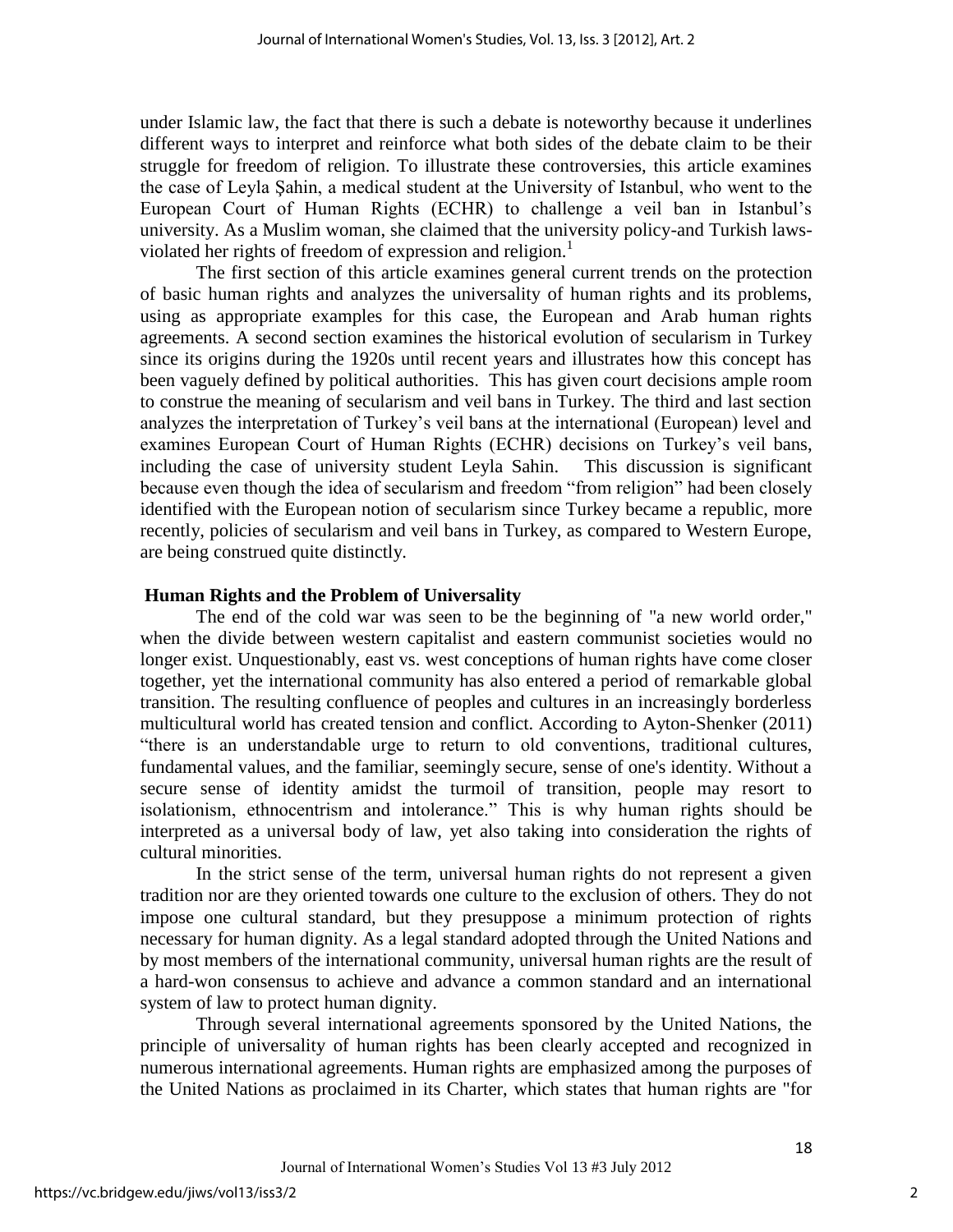under Islamic law, the fact that there is such a debate is noteworthy because it underlines different ways to interpret and reinforce what both sides of the debate claim to be their struggle for freedom of religion. To illustrate these controversies, this article examines the case of Leyla Şahin, a medical student at the University of Istanbul, who went to the European Court of Human Rights (ECHR) to challenge a veil ban in Istanbul's university. As a Muslim woman, she claimed that the university policy-and Turkish laws-violated her rights of freedom of expression and religion.[1]

The first section of this article examines general current trends on the protection of basic human rights and analyzes the universality of human rights and its problems, using as appropriate examples for this case, the European and Arab human rights agreements. A second section examines the historical evolution of secularism in Turkey since its origins during the 1920s until recent years and illustrates how this concept has been vaguely defined by political authorities. This has given court decisions ample room to construe the meaning of secularism and veil bans in Turkey. The third and last section analyzes the interpretation of Turkey's veil bans at the international (European) level and examines European Court of Human Rights (ECHR) decisions on Turkey's veil bans, including the case of university student Leyla Sahin. This discussion is significant because even though the idea of secularism and freedom "from religion" had been closely identified with the European notion of secularism since Turkey became a republic, more recently, policies of secularism and veil bans in Turkey, as compared to Western Europe, are being construed quite distinctly.

## Human Rights and the Problem of Universality

The end of the cold war was seen to be the beginning of "a new world order," when the divide between western capitalist and eastern communist societies would no longer exist. Unquestionably, east vs. west conceptions of human rights have come closer together, yet the international community has also entered a period of remarkable global transition. The resulting confluence of peoples and cultures in an increasingly borderless multicultural world has created tension and conflict. According to Ayton-Shenker (2011) "there is an understandable urge to return to old conventions, traditional cultures, fundamental values, and the familiar, seemingly secure, sense of one's identity. Without a secure sense of identity amidst the turmoil of transition, people may resort to isolationism, ethnocentrism and intolerance." This is why human rights should be interpreted as a universal body of law, yet also taking into consideration the rights of cultural minorities.

In the strict sense of the term, universal human rights do not represent a given tradition nor are they oriented towards one culture to the exclusion of others. They do not impose one cultural standard, but they presuppose a minimum protection of rights necessary for human dignity. As a legal standard adopted through the United Nations and by most members of the international community, universal human rights are the result of a hard-won consensus to achieve and advance a common standard and an international system of law to protect human dignity.

Through several international agreements sponsored by the United Nations, the principle of universality of human rights has been clearly accepted and recognized in numerous international agreements. Human rights are emphasized among the purposes of the United Nations as proclaimed in its Charter, which states that human rights are "for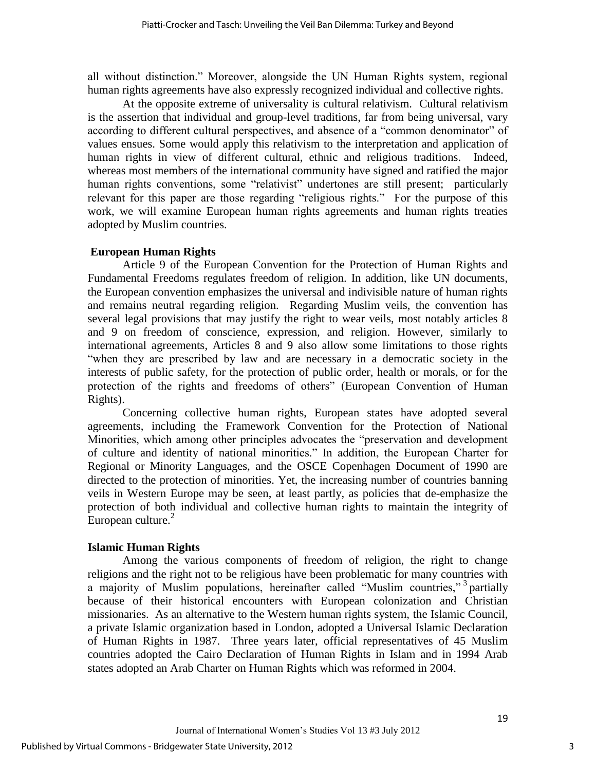all without distinction." Moreover, alongside the UN Human Rights system, regional human rights agreements have also expressly recognized individual and collective rights.

At the opposite extreme of universality is cultural relativism. Cultural relativism is the assertion that individual and group-level traditions, far from being universal, vary according to different cultural perspectives, and absence of a "common denominator" of values ensues. Some would apply this relativism to the interpretation and application of human rights in view of different cultural, ethnic and religious traditions. Indeed, whereas most members of the international community have signed and ratified the major human rights conventions, some "relativist" undertones are still present; particularly relevant for this paper are those regarding "religious rights." For the purpose of this work, we will examine European human rights agreements and human rights treaties adopted by Muslim countries.

## European Human Rights

Article 9 of the European Convention for the Protection of Human Rights and Fundamental Freedoms regulates freedom of religion. In addition, like UN documents, the European convention emphasizes the universal and indivisible nature of human rights and remains neutral regarding religion. Regarding Muslim veils, the convention has several legal provisions that may justify the right to wear veils, most notably articles 8 and 9 on freedom of conscience, expression, and religion. However, similarly to international agreements, Articles 8 and 9 also allow some limitations to those rights "when they are prescribed by law and are necessary in a democratic society in the interests of public safety, for the protection of public order, health or morals, or for the protection of the rights and freedoms of others" (European Convention of Human Rights).

Concerning collective human rights, European states have adopted several agreements, including the Framework Convention for the Protection of National Minorities, which among other principles advocates the "preservation and development of culture and identity of national minorities." In addition, the European Charter for Regional or Minority Languages, and the OSCE Copenhagen Document of 1990 are directed to the protection of minorities. Yet, the increasing number of countries banning veils in Western Europe may be seen, at least partly, as policies that de-emphasize the protection of both individual and collective human rights to maintain the integrity of European culture.[2]

## Islamic Human Rights

Among the various components of freedom of religion, the right to change religions and the right not to be religious have been problematic for many countries with a majority of Muslim populations, hereinafter called "Muslim countries,"[3] partially because of their historical encounters with European colonization and Christian missionaries. As an alternative to the Western human rights system, the Islamic Council, a private Islamic organization based in London, adopted a Universal Islamic Declaration of Human Rights in 1987. Three years later, official representatives of 45 Muslim countries adopted the Cairo Declaration of Human Rights in Islam and in 1994 Arab states adopted an Arab Charter on Human Rights which was reformed in 2004.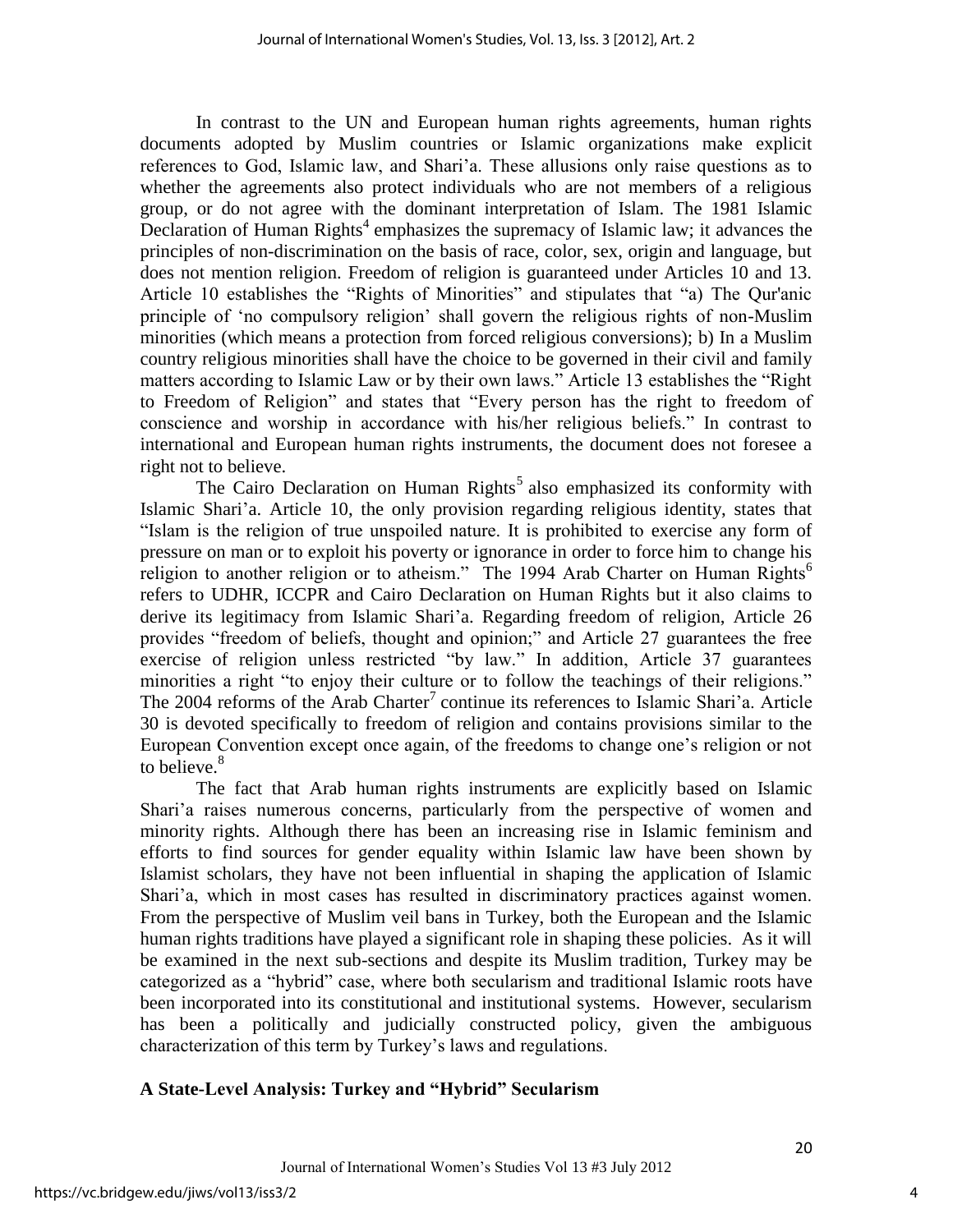In contrast to the UN and European human rights agreements, human rights documents adopted by Muslim countries or Islamic organizations make explicit references to God, Islamic law, and Shari'a. These allusions only raise questions as to whether the agreements also protect individuals who are not members of a religious group, or do not agree with the dominant interpretation of Islam. The 1981 Islamic Declaration of Human Rights[4] emphasizes the supremacy of Islamic law; it advances the principles of non-discrimination on the basis of race, color, sex, origin and language, but does not mention religion. Freedom of religion is guaranteed under Articles 10 and 13. Article 10 establishes the "Rights of Minorities" and stipulates that "a) The Qur'anic principle of 'no compulsory religion' shall govern the religious rights of non-Muslim minorities (which means a protection from forced religious conversions); b) In a Muslim country religious minorities shall have the choice to be governed in their civil and family matters according to Islamic Law or by their own laws." Article 13 establishes the "Right to Freedom of Religion" and states that "Every person has the right to freedom of conscience and worship in accordance with his/her religious beliefs." In contrast to international and European human rights instruments, the document does not foresee a right not to believe.

The Cairo Declaration on Human Rights[5] also emphasized its conformity with Islamic Shari'a. Article 10, the only provision regarding religious identity, states that "Islam is the religion of true unspoiled nature. It is prohibited to exercise any form of pressure on man or to exploit his poverty or ignorance in order to force him to change his religion to another religion or to atheism." The 1994 Arab Charter on Human Rights[6] refers to UDHR, ICCPR and Cairo Declaration on Human Rights but it also claims to derive its legitimacy from Islamic Shari'a. Regarding freedom of religion, Article 26 provides "freedom of beliefs, thought and opinion;" and Article 27 guarantees the free exercise of religion unless restricted "by law." In addition, Article 37 guarantees minorities a right "to enjoy their culture or to follow the teachings of their religions." The 2004 reforms of the Arab Charter[7] continue its references to Islamic Shari'a. Article 30 is devoted specifically to freedom of religion and contains provisions similar to the European Convention except once again, of the freedoms to change one's religion or not to believe.[8]

The fact that Arab human rights instruments are explicitly based on Islamic Shari'a raises numerous concerns, particularly from the perspective of women and minority rights. Although there has been an increasing rise in Islamic feminism and efforts to find sources for gender equality within Islamic law have been shown by Islamist scholars, they have not been influential in shaping the application of Islamic Shari'a, which in most cases has resulted in discriminatory practices against women. From the perspective of Muslim veil bans in Turkey, both the European and the Islamic human rights traditions have played a significant role in shaping these policies. As it will be examined in the next sub-sections and despite its Muslim tradition, Turkey may be categorized as a "hybrid" case, where both secularism and traditional Islamic roots have been incorporated into its constitutional and institutional systems. However, secularism has been a politically and judicially constructed policy, given the ambiguous characterization of this term by Turkey's laws and regulations.

## A State-Level Analysis: Turkey and "Hybrid" Secularism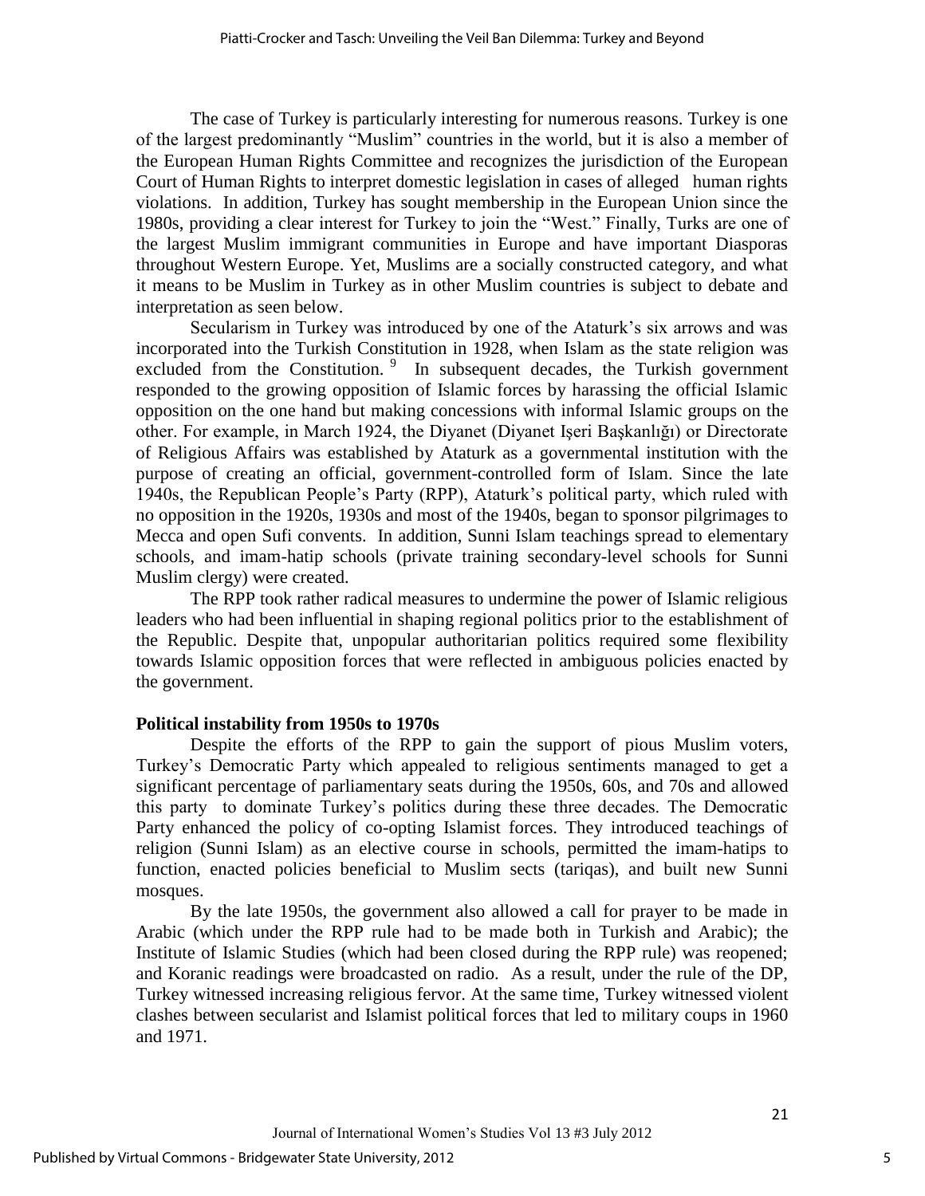The case of Turkey is particularly interesting for numerous reasons. Turkey is one of the largest predominantly "Muslim" countries in the world, but it is also a member of the European Human Rights Committee and recognizes the jurisdiction of the European Court of Human Rights to interpret domestic legislation in cases of alleged human rights violations. In addition, Turkey has sought membership in the European Union since the 1980s, providing a clear interest for Turkey to join the "West." Finally, Turks are one of the largest Muslim immigrant communities in Europe and have important Diasporas throughout Western Europe. Yet, Muslims are a socially constructed category, and what it means to be Muslim in Turkey as in other Muslim countries is subject to debate and interpretation as seen below.

Secularism in Turkey was introduced by one of the Ataturk's six arrows and was incorporated into the Turkish Constitution in 1928, when Islam as the state religion was excluded from the Constitution. [9] In subsequent decades, the Turkish government responded to the growing opposition of Islamic forces by harassing the official Islamic opposition on the one hand but making concessions with informal Islamic groups on the other. For example, in March 1924, the Diyanet (Diyanet Işeri Başkanlığı) or Directorate of Religious Affairs was established by Ataturk as a governmental institution with the purpose of creating an official, government-controlled form of Islam. Since the late 1940s, the Republican People's Party (RPP), Ataturk's political party, which ruled with no opposition in the 1920s, 1930s and most of the 1940s, began to sponsor pilgrimages to Mecca and open Sufi convents. In addition, Sunni Islam teachings spread to elementary schools, and imam-hatip schools (private training secondary-level schools for Sunni Muslim clergy) were created.

The RPP took rather radical measures to undermine the power of Islamic religious leaders who had been influential in shaping regional politics prior to the establishment of the Republic. Despite that, unpopular authoritarian politics required some flexibility towards Islamic opposition forces that were reflected in ambiguous policies enacted by the government.

**Political instability from 1950s to 1970s**

Despite the efforts of the RPP to gain the support of pious Muslim voters, Turkey's Democratic Party which appealed to religious sentiments managed to get a significant percentage of parliamentary seats during the 1950s, 60s, and 70s and allowed this party to dominate Turkey's politics during these three decades. The Democratic Party enhanced the policy of co-opting Islamist forces. They introduced teachings of religion (Sunni Islam) as an elective course in schools, permitted the imam-hatips to function, enacted policies beneficial to Muslim sects (tariqas), and built new Sunni mosques.

By the late 1950s, the government also allowed a call for prayer to be made in Arabic (which under the RPP rule had to be made both in Turkish and Arabic); the Institute of Islamic Studies (which had been closed during the RPP rule) was reopened; and Koranic readings were broadcasted on radio. As a result, under the rule of the DP, Turkey witnessed increasing religious fervor. At the same time, Turkey witnessed violent clashes between secularist and Islamist political forces that led to military coups in 1960 and 1971.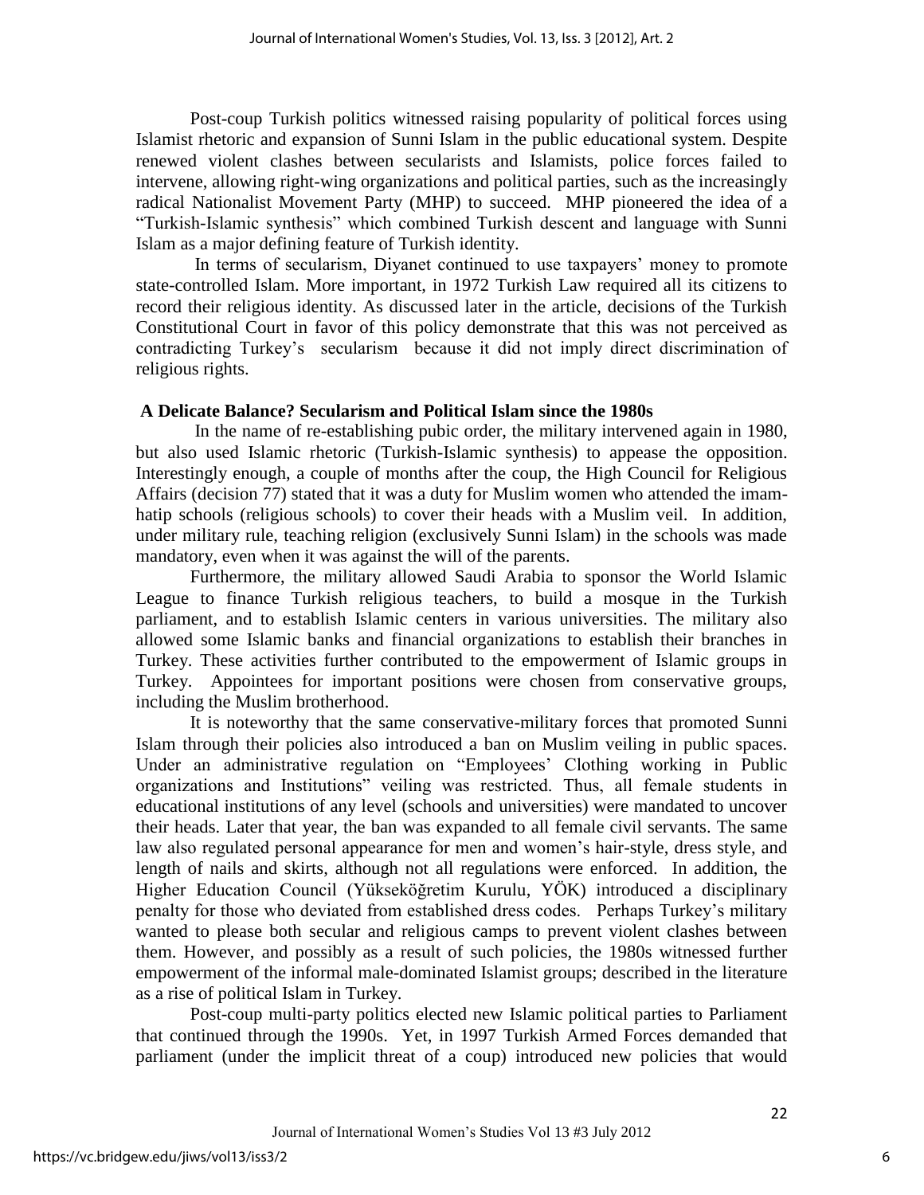Post-coup Turkish politics witnessed raising popularity of political forces using Islamist rhetoric and expansion of Sunni Islam in the public educational system. Despite renewed violent clashes between secularists and Islamists, police forces failed to intervene, allowing right-wing organizations and political parties, such as the increasingly radical Nationalist Movement Party (MHP) to succeed. MHP pioneered the idea of a "Turkish-Islamic synthesis" which combined Turkish descent and language with Sunni Islam as a major defining feature of Turkish identity.

In terms of secularism, Diyanet continued to use taxpayers' money to promote state-controlled Islam. More important, in 1972 Turkish Law required all its citizens to record their religious identity. As discussed later in the article, decisions of the Turkish Constitutional Court in favor of this policy demonstrate that this was not perceived as contradicting Turkey's secularism because it did not imply direct discrimination of religious rights.

### A Delicate Balance? Secularism and Political Islam since the 1980s

In the name of re-establishing pubic order, the military intervened again in 1980, but also used Islamic rhetoric (Turkish-Islamic synthesis) to appease the opposition. Interestingly enough, a couple of months after the coup, the High Council for Religious Affairs (decision 77) stated that it was a duty for Muslim women who attended the imam-hatip schools (religious schools) to cover their heads with a Muslim veil. In addition, under military rule, teaching religion (exclusively Sunni Islam) in the schools was made mandatory, even when it was against the will of the parents.

Furthermore, the military allowed Saudi Arabia to sponsor the World Islamic League to finance Turkish religious teachers, to build a mosque in the Turkish parliament, and to establish Islamic centers in various universities. The military also allowed some Islamic banks and financial organizations to establish their branches in Turkey. These activities further contributed to the empowerment of Islamic groups in Turkey. Appointees for important positions were chosen from conservative groups, including the Muslim brotherhood.

It is noteworthy that the same conservative-military forces that promoted Sunni Islam through their policies also introduced a ban on Muslim veiling in public spaces. Under an administrative regulation on "Employees' Clothing working in Public organizations and Institutions" veiling was restricted. Thus, all female students in educational institutions of any level (schools and universities) were mandated to uncover their heads. Later that year, the ban was expanded to all female civil servants. The same law also regulated personal appearance for men and women's hair-style, dress style, and length of nails and skirts, although not all regulations were enforced. In addition, the Higher Education Council (Yükseköğretim Kurulu, YÖK) introduced a disciplinary penalty for those who deviated from established dress codes. Perhaps Turkey's military wanted to please both secular and religious camps to prevent violent clashes between them. However, and possibly as a result of such policies, the 1980s witnessed further empowerment of the informal male-dominated Islamist groups; described in the literature as a rise of political Islam in Turkey.

Post-coup multi-party politics elected new Islamic political parties to Parliament that continued through the 1990s. Yet, in 1997 Turkish Armed Forces demanded that parliament (under the implicit threat of a coup) introduced new policies that would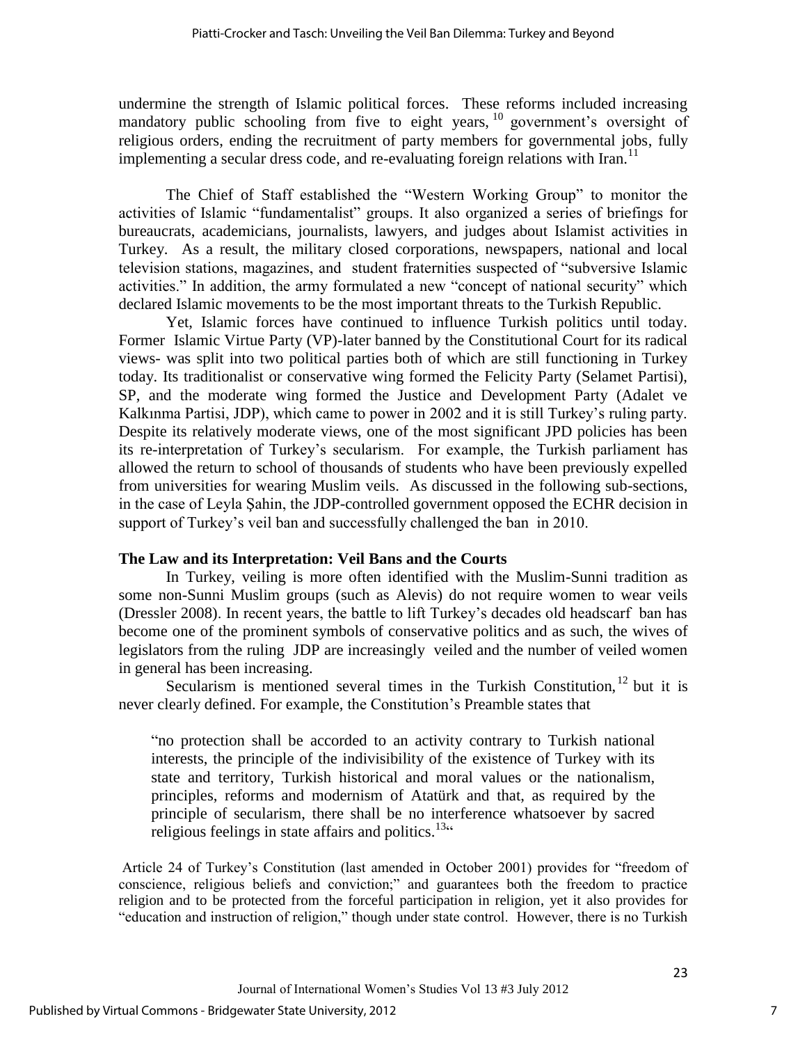undermine the strength of Islamic political forces. These reforms included increasing mandatory public schooling from five to eight years,[10] government's oversight of religious orders, ending the recruitment of party members for governmental jobs, fully implementing a secular dress code, and re-evaluating foreign relations with Iran.[11]

The Chief of Staff established the "Western Working Group" to monitor the activities of Islamic "fundamentalist" groups. It also organized a series of briefings for bureaucrats, academicians, journalists, lawyers, and judges about Islamist activities in Turkey. As a result, the military closed corporations, newspapers, national and local television stations, magazines, and student fraternities suspected of "subversive Islamic activities." In addition, the army formulated a new "concept of national security" which declared Islamic movements to be the most important threats to the Turkish Republic.

Yet, Islamic forces have continued to influence Turkish politics until today. Former Islamic Virtue Party (VP)-later banned by the Constitutional Court for its radical views- was split into two political parties both of which are still functioning in Turkey today. Its traditionalist or conservative wing formed the Felicity Party (Selamet Partisi), SP, and the moderate wing formed the Justice and Development Party (Adalet ve Kalkınma Partisi, JDP), which came to power in 2002 and it is still Turkey's ruling party. Despite its relatively moderate views, one of the most significant JPD policies has been its re-interpretation of Turkey's secularism. For example, the Turkish parliament has allowed the return to school of thousands of students who have been previously expelled from universities for wearing Muslim veils. As discussed in the following sub-sections, in the case of Leyla Şahin, the JDP-controlled government opposed the ECHR decision in support of Turkey's veil ban and successfully challenged the ban in 2010.

**The Law and its Interpretation: Veil Bans and the Courts**

In Turkey, veiling is more often identified with the Muslim-Sunni tradition as some non-Sunni Muslim groups (such as Alevis) do not require women to wear veils (Dressler 2008). In recent years, the battle to lift Turkey's decades old headscarf ban has become one of the prominent symbols of conservative politics and as such, the wives of legislators from the ruling JDP are increasingly veiled and the number of veiled women in general has been increasing.

Secularism is mentioned several times in the Turkish Constitution,[12] but it is never clearly defined. For example, the Constitution's Preamble states that

> "no protection shall be accorded to an activity contrary to Turkish national interests, the principle of the indivisibility of the existence of Turkey with its state and territory, Turkish historical and moral values or the nationalism, principles, reforms and modernism of Atatürk and that, as required by the principle of secularism, there shall be no interference whatsoever by sacred religious feelings in state affairs and politics.[13]"

Article 24 of Turkey's Constitution (last amended in October 2001) provides for "freedom of conscience, religious beliefs and conviction;" and guarantees both the freedom to practice religion and to be protected from the forceful participation in religion, yet it also provides for "education and instruction of religion," though under state control. However, there is no Turkish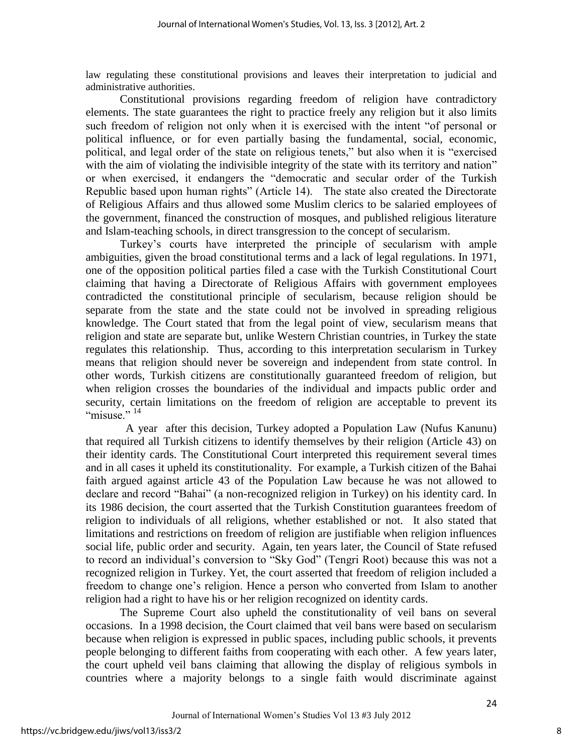law regulating these constitutional provisions and leaves their interpretation to judicial and administrative authorities.

Constitutional provisions regarding freedom of religion have contradictory elements. The state guarantees the right to practice freely any religion but it also limits such freedom of religion not only when it is exercised with the intent "of personal or political influence, or for even partially basing the fundamental, social, economic, political, and legal order of the state on religious tenets," but also when it is "exercised with the aim of violating the indivisible integrity of the state with its territory and nation" or when exercised, it endangers the "democratic and secular order of the Turkish Republic based upon human rights" (Article 14). The state also created the Directorate of Religious Affairs and thus allowed some Muslim clerics to be salaried employees of the government, financed the construction of mosques, and published religious literature and Islam-teaching schools, in direct transgression to the concept of secularism.

Turkey's courts have interpreted the principle of secularism with ample ambiguities, given the broad constitutional terms and a lack of legal regulations. In 1971, one of the opposition political parties filed a case with the Turkish Constitutional Court claiming that having a Directorate of Religious Affairs with government employees contradicted the constitutional principle of secularism, because religion should be separate from the state and the state could not be involved in spreading religious knowledge. The Court stated that from the legal point of view, secularism means that religion and state are separate but, unlike Western Christian countries, in Turkey the state regulates this relationship. Thus, according to this interpretation secularism in Turkey means that religion should never be sovereign and independent from state control. In other words, Turkish citizens are constitutionally guaranteed freedom of religion, but when religion crosses the boundaries of the individual and impacts public order and security, certain limitations on the freedom of religion are acceptable to prevent its "misuse." [14]

A year after this decision, Turkey adopted a Population Law (Nufus Kanunu) that required all Turkish citizens to identify themselves by their religion (Article 43) on their identity cards. The Constitutional Court interpreted this requirement several times and in all cases it upheld its constitutionality. For example, a Turkish citizen of the Bahai faith argued against article 43 of the Population Law because he was not allowed to declare and record "Bahai" (a non-recognized religion in Turkey) on his identity card. In its 1986 decision, the court asserted that the Turkish Constitution guarantees freedom of religion to individuals of all religions, whether established or not. It also stated that limitations and restrictions on freedom of religion are justifiable when religion influences social life, public order and security. Again, ten years later, the Council of State refused to record an individual's conversion to "Sky God" (Tengri Root) because this was not a recognized religion in Turkey. Yet, the court asserted that freedom of religion included a freedom to change one's religion. Hence a person who converted from Islam to another religion had a right to have his or her religion recognized on identity cards.

The Supreme Court also upheld the constitutionality of veil bans on several occasions. In a 1998 decision, the Court claimed that veil bans were based on secularism because when religion is expressed in public spaces, including public schools, it prevents people belonging to different faiths from cooperating with each other. A few years later, the court upheld veil bans claiming that allowing the display of religious symbols in countries where a majority belongs to a single faith would discriminate against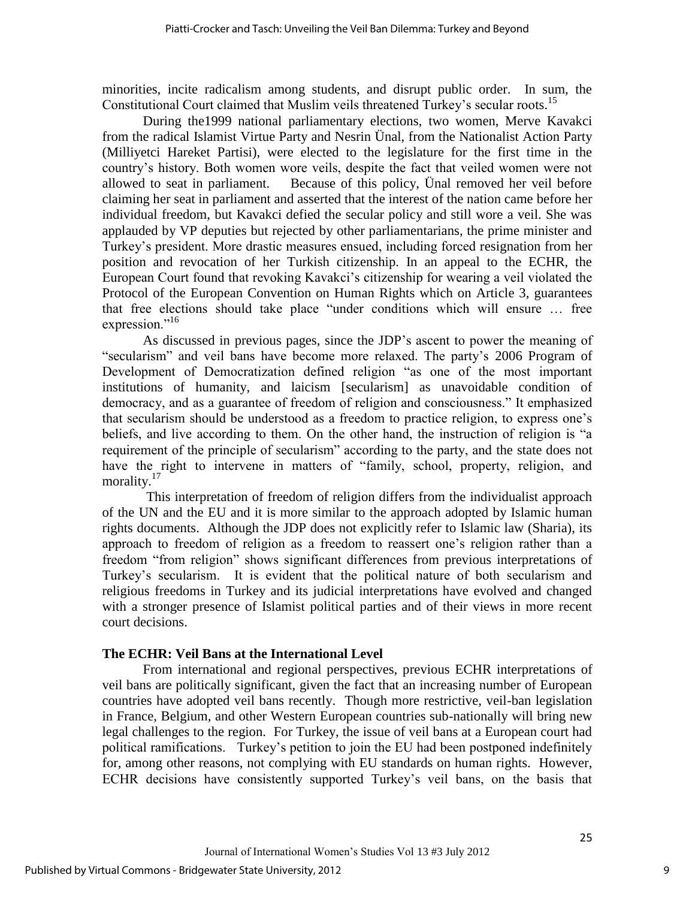minorities, incite radicalism among students, and disrupt public order. In sum, the Constitutional Court claimed that Muslim veils threatened Turkey's secular roots.[15]

During the1999 national parliamentary elections, two women, Merve Kavakci from the radical Islamist Virtue Party and Nesrin Ünal, from the Nationalist Action Party (Milliyetci Hareket Partisi), were elected to the legislature for the first time in the country's history. Both women wore veils, despite the fact that veiled women were not allowed to seat in parliament. Because of this policy, Ünal removed her veil before claiming her seat in parliament and asserted that the interest of the nation came before her individual freedom, but Kavakci defied the secular policy and still wore a veil. She was applauded by VP deputies but rejected by other parliamentarians, the prime minister and Turkey's president. More drastic measures ensued, including forced resignation from her position and revocation of her Turkish citizenship. In an appeal to the ECHR, the European Court found that revoking Kavakci's citizenship for wearing a veil violated the Protocol of the European Convention on Human Rights which on Article 3, guarantees that free elections should take place "under conditions which will ensure … free expression."[16]

As discussed in previous pages, since the JDP's ascent to power the meaning of "secularism" and veil bans have become more relaxed. The party's 2006 Program of Development of Democratization defined religion "as one of the most important institutions of humanity, and laicism [secularism] as unavoidable condition of democracy, and as a guarantee of freedom of religion and consciousness." It emphasized that secularism should be understood as a freedom to practice religion, to express one's beliefs, and live according to them. On the other hand, the instruction of religion is "a requirement of the principle of secularism" according to the party, and the state does not have the right to intervene in matters of "family, school, property, religion, and morality.[17]

This interpretation of freedom of religion differs from the individualist approach of the UN and the EU and it is more similar to the approach adopted by Islamic human rights documents. Although the JDP does not explicitly refer to Islamic law (Sharia), its approach to freedom of religion as a freedom to reassert one's religion rather than a freedom "from religion" shows significant differences from previous interpretations of Turkey's secularism. It is evident that the political nature of both secularism and religious freedoms in Turkey and its judicial interpretations have evolved and changed with a stronger presence of Islamist political parties and of their views in more recent court decisions.

### The ECHR: Veil Bans at the International Level

From international and regional perspectives, previous ECHR interpretations of veil bans are politically significant, given the fact that an increasing number of European countries have adopted veil bans recently. Though more restrictive, veil-ban legislation in France, Belgium, and other Western European countries sub-nationally will bring new legal challenges to the region. For Turkey, the issue of veil bans at a European court had political ramifications. Turkey's petition to join the EU had been postponed indefinitely for, among other reasons, not complying with EU standards on human rights. However, ECHR decisions have consistently supported Turkey's veil bans, on the basis that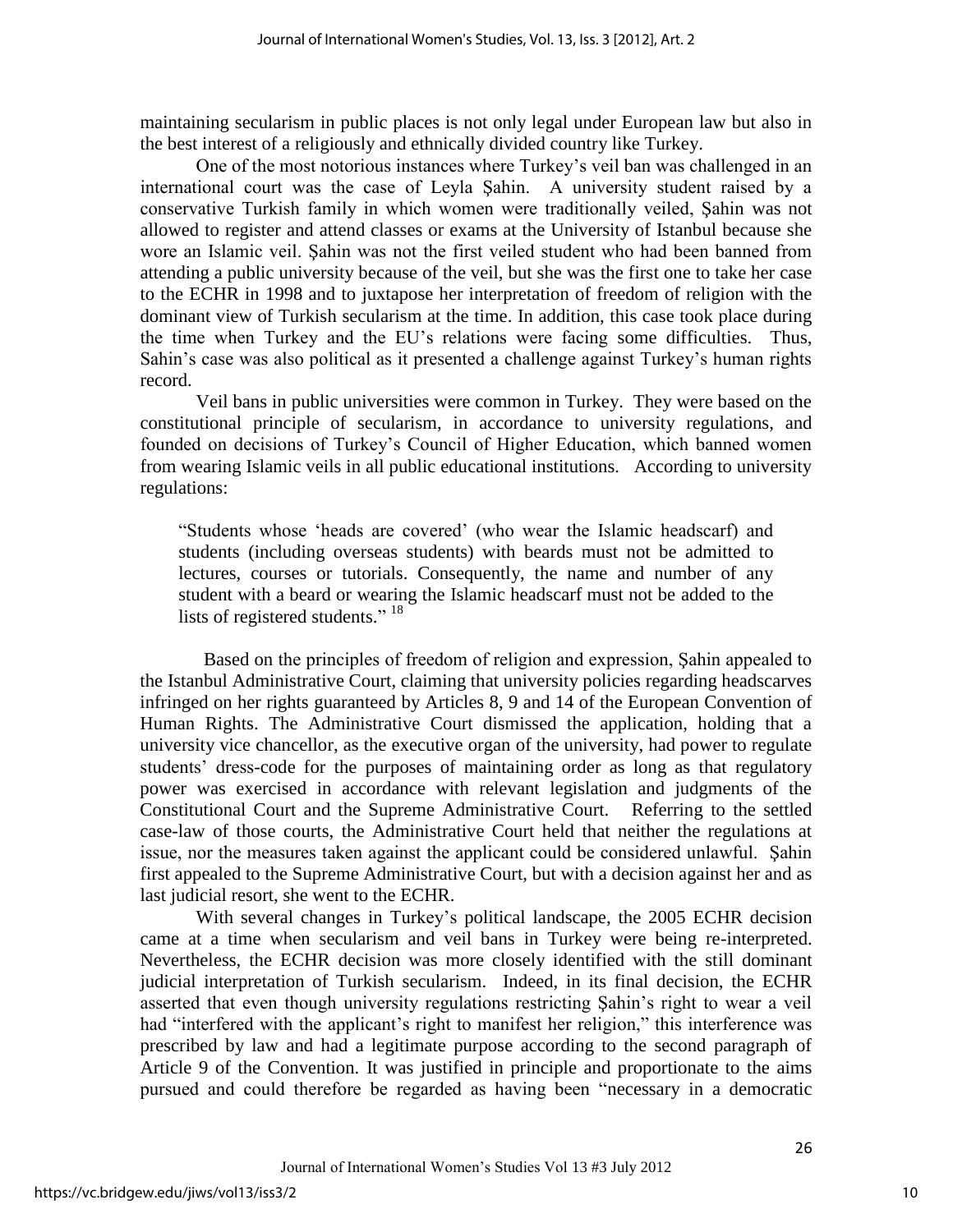maintaining secularism in public places is not only legal under European law but also in the best interest of a religiously and ethnically divided country like Turkey.

One of the most notorious instances where Turkey's veil ban was challenged in an international court was the case of Leyla Şahin. A university student raised by a conservative Turkish family in which women were traditionally veiled, Şahin was not allowed to register and attend classes or exams at the University of Istanbul because she wore an Islamic veil. Şahin was not the first veiled student who had been banned from attending a public university because of the veil, but she was the first one to take her case to the ECHR in 1998 and to juxtapose her interpretation of freedom of religion with the dominant view of Turkish secularism at the time. In addition, this case took place during the time when Turkey and the EU's relations were facing some difficulties. Thus, Sahin's case was also political as it presented a challenge against Turkey's human rights record.

Veil bans in public universities were common in Turkey. They were based on the constitutional principle of secularism, in accordance to university regulations, and founded on decisions of Turkey's Council of Higher Education, which banned women from wearing Islamic veils in all public educational institutions. According to university regulations:

> "Students whose 'heads are covered' (who wear the Islamic headscarf) and students (including overseas students) with beards must not be admitted to lectures, courses or tutorials. Consequently, the name and number of any student with a beard or wearing the Islamic headscarf must not be added to the lists of registered students." [18]

Based on the principles of freedom of religion and expression, Şahin appealed to the Istanbul Administrative Court, claiming that university policies regarding headscarves infringed on her rights guaranteed by Articles 8, 9 and 14 of the European Convention of Human Rights. The Administrative Court dismissed the application, holding that a university vice chancellor, as the executive organ of the university, had power to regulate students' dress-code for the purposes of maintaining order as long as that regulatory power was exercised in accordance with relevant legislation and judgments of the Constitutional Court and the Supreme Administrative Court. Referring to the settled case-law of those courts, the Administrative Court held that neither the regulations at issue, nor the measures taken against the applicant could be considered unlawful. Şahin first appealed to the Supreme Administrative Court, but with a decision against her and as last judicial resort, she went to the ECHR.

With several changes in Turkey's political landscape, the 2005 ECHR decision came at a time when secularism and veil bans in Turkey were being re-interpreted. Nevertheless, the ECHR decision was more closely identified with the still dominant judicial interpretation of Turkish secularism. Indeed, in its final decision, the ECHR asserted that even though university regulations restricting Şahin's right to wear a veil had "interfered with the applicant's right to manifest her religion," this interference was prescribed by law and had a legitimate purpose according to the second paragraph of Article 9 of the Convention. It was justified in principle and proportionate to the aims pursued and could therefore be regarded as having been "necessary in a democratic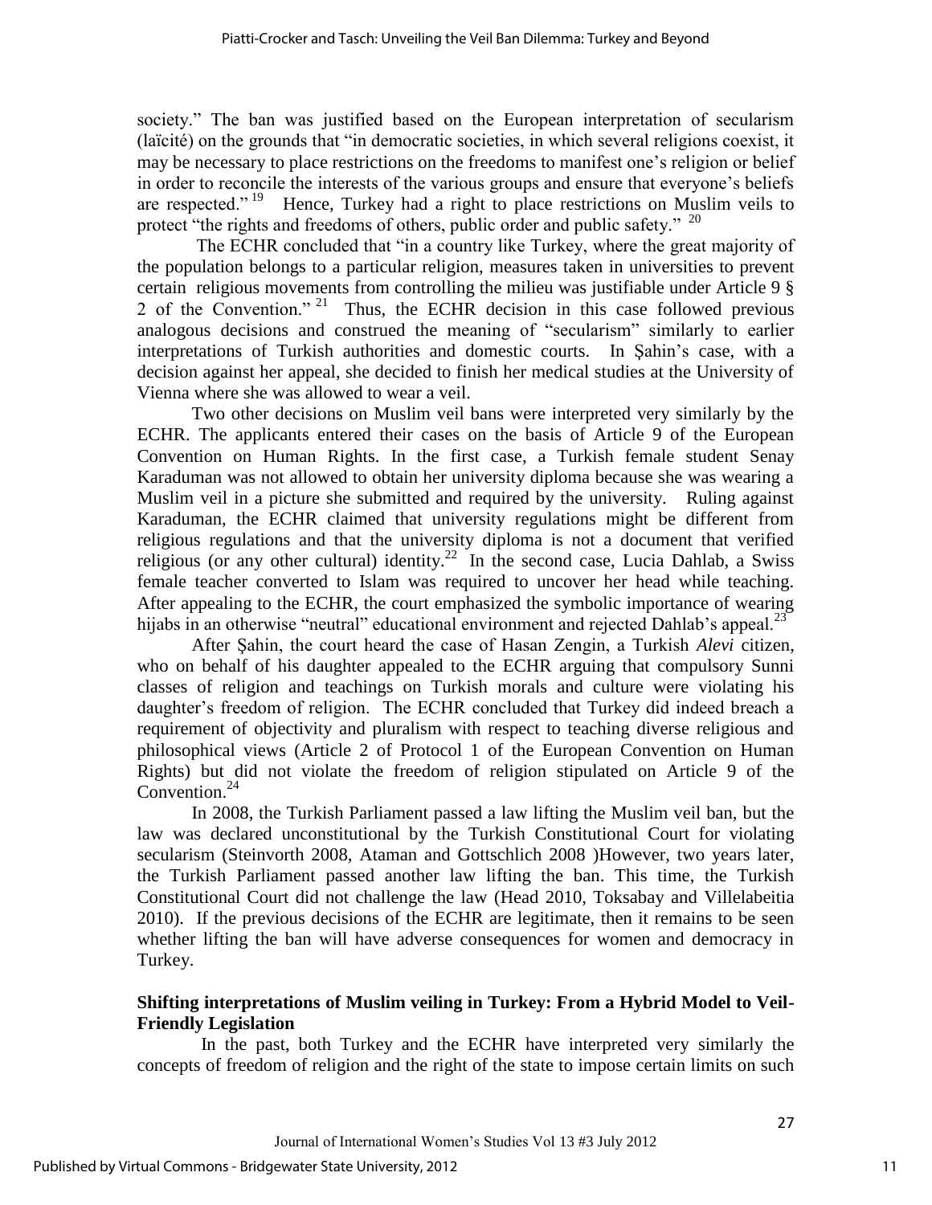society." The ban was justified based on the European interpretation of secularism (laïcité) on the grounds that "in democratic societies, in which several religions coexist, it may be necessary to place restrictions on the freedoms to manifest one's religion or belief in order to reconcile the interests of the various groups and ensure that everyone's beliefs are respected."[19] Hence, Turkey had a right to place restrictions on Muslim veils to protect "the rights and freedoms of others, public order and public safety."[20]

The ECHR concluded that "in a country like Turkey, where the great majority of the population belongs to a particular religion, measures taken in universities to prevent certain religious movements from controlling the milieu was justifiable under Article 9 § 2 of the Convention."[21] Thus, the ECHR decision in this case followed previous analogous decisions and construed the meaning of "secularism" similarly to earlier interpretations of Turkish authorities and domestic courts. In Şahin's case, with a decision against her appeal, she decided to finish her medical studies at the University of Vienna where she was allowed to wear a veil.

Two other decisions on Muslim veil bans were interpreted very similarly by the ECHR. The applicants entered their cases on the basis of Article 9 of the European Convention on Human Rights. In the first case, a Turkish female student Senay Karaduman was not allowed to obtain her university diploma because she was wearing a Muslim veil in a picture she submitted and required by the university. Ruling against Karaduman, the ECHR claimed that university regulations might be different from religious regulations and that the university diploma is not a document that verified religious (or any other cultural) identity.[22] In the second case, Lucia Dahlab, a Swiss female teacher converted to Islam was required to uncover her head while teaching. After appealing to the ECHR, the court emphasized the symbolic importance of wearing hijabs in an otherwise "neutral" educational environment and rejected Dahlab's appeal.[23]

After Şahin, the court heard the case of Hasan Zengin, a Turkish *Alevi* citizen, who on behalf of his daughter appealed to the ECHR arguing that compulsory Sunni classes of religion and teachings on Turkish morals and culture were violating his daughter's freedom of religion. The ECHR concluded that Turkey did indeed breach a requirement of objectivity and pluralism with respect to teaching diverse religious and philosophical views (Article 2 of Protocol 1 of the European Convention on Human Rights) but did not violate the freedom of religion stipulated on Article 9 of the Convention.[24]

In 2008, the Turkish Parliament passed a law lifting the Muslim veil ban, but the law was declared unconstitutional by the Turkish Constitutional Court for violating secularism (Steinvorth 2008, Ataman and Gottschlich 2008 )However, two years later, the Turkish Parliament passed another law lifting the ban. This time, the Turkish Constitutional Court did not challenge the law (Head 2010, Toksabay and Villelabeitia 2010). If the previous decisions of the ECHR are legitimate, then it remains to be seen whether lifting the ban will have adverse consequences for women and democracy in Turkey.

## Shifting interpretations of Muslim veiling in Turkey: From a Hybrid Model to Veil-Friendly Legislation

In the past, both Turkey and the ECHR have interpreted very similarly the concepts of freedom of religion and the right of the state to impose certain limits on such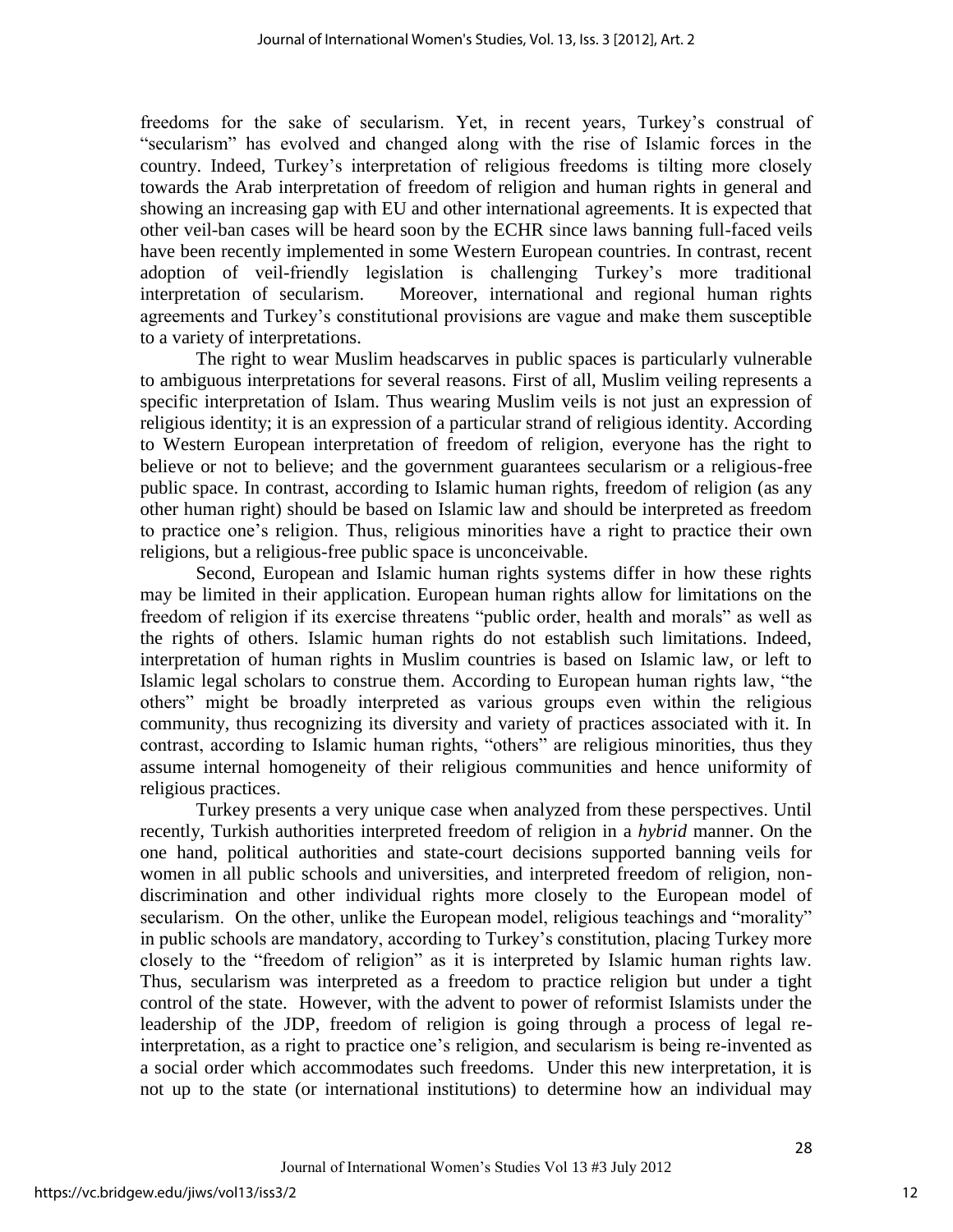freedoms for the sake of secularism. Yet, in recent years, Turkey's construal of "secularism" has evolved and changed along with the rise of Islamic forces in the country. Indeed, Turkey's interpretation of religious freedoms is tilting more closely towards the Arab interpretation of freedom of religion and human rights in general and showing an increasing gap with EU and other international agreements. It is expected that other veil-ban cases will be heard soon by the ECHR since laws banning full-faced veils have been recently implemented in some Western European countries. In contrast, recent adoption of veil-friendly legislation is challenging Turkey's more traditional interpretation of secularism. Moreover, international and regional human rights agreements and Turkey's constitutional provisions are vague and make them susceptible to a variety of interpretations.

The right to wear Muslim headscarves in public spaces is particularly vulnerable to ambiguous interpretations for several reasons. First of all, Muslim veiling represents a specific interpretation of Islam. Thus wearing Muslim veils is not just an expression of religious identity; it is an expression of a particular strand of religious identity. According to Western European interpretation of freedom of religion, everyone has the right to believe or not to believe; and the government guarantees secularism or a religious-free public space. In contrast, according to Islamic human rights, freedom of religion (as any other human right) should be based on Islamic law and should be interpreted as freedom to practice one's religion. Thus, religious minorities have a right to practice their own religions, but a religious-free public space is unconceivable.

Second, European and Islamic human rights systems differ in how these rights may be limited in their application. European human rights allow for limitations on the freedom of religion if its exercise threatens "public order, health and morals" as well as the rights of others. Islamic human rights do not establish such limitations. Indeed, interpretation of human rights in Muslim countries is based on Islamic law, or left to Islamic legal scholars to construe them. According to European human rights law, "the others" might be broadly interpreted as various groups even within the religious community, thus recognizing its diversity and variety of practices associated with it. In contrast, according to Islamic human rights, "others" are religious minorities, thus they assume internal homogeneity of their religious communities and hence uniformity of religious practices.

Turkey presents a very unique case when analyzed from these perspectives. Until recently, Turkish authorities interpreted freedom of religion in a *hybrid* manner. On the one hand, political authorities and state-court decisions supported banning veils for women in all public schools and universities, and interpreted freedom of religion, non-discrimination and other individual rights more closely to the European model of secularism. On the other, unlike the European model, religious teachings and "morality" in public schools are mandatory, according to Turkey's constitution, placing Turkey more closely to the "freedom of religion" as it is interpreted by Islamic human rights law. Thus, secularism was interpreted as a freedom to practice religion but under a tight control of the state. However, with the advent to power of reformist Islamists under the leadership of the JDP, freedom of religion is going through a process of legal re-interpretation, as a right to practice one's religion, and secularism is being re-invented as a social order which accommodates such freedoms. Under this new interpretation, it is not up to the state (or international institutions) to determine how an individual may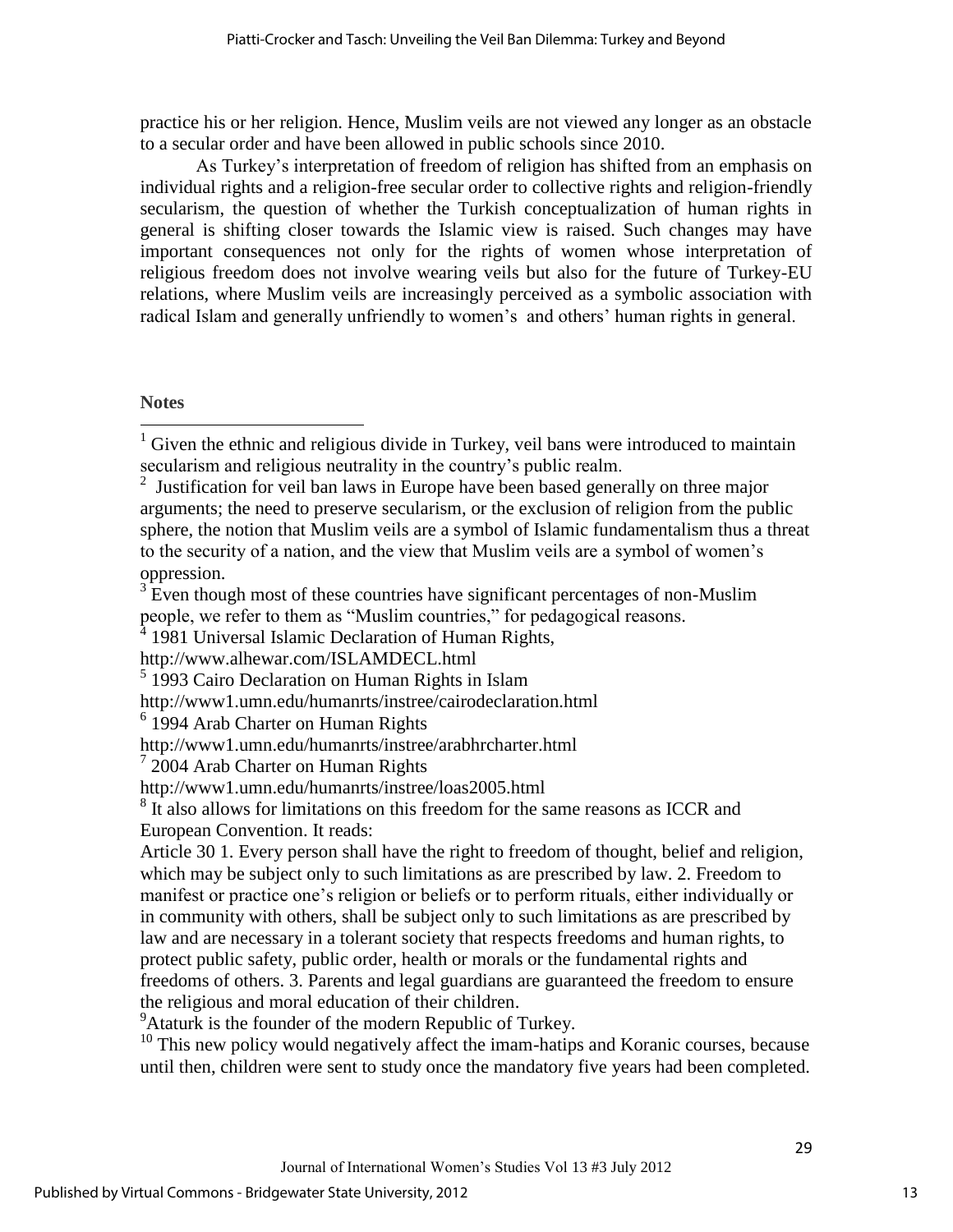practice his or her religion. Hence, Muslim veils are not viewed any longer as an obstacle to a secular order and have been allowed in public schools since 2010.

As Turkey's interpretation of freedom of religion has shifted from an emphasis on individual rights and a religion-free secular order to collective rights and religion-friendly secularism, the question of whether the Turkish conceptualization of human rights in general is shifting closer towards the Islamic view is raised. Such changes may have important consequences not only for the rights of women whose interpretation of religious freedom does not involve wearing veils but also for the future of Turkey-EU relations, where Muslim veils are increasingly perceived as a symbolic association with radical Islam and generally unfriendly to women's and others' human rights in general.

**Notes**

[1] Given the ethnic and religious divide in Turkey, veil bans were introduced to maintain secularism and religious neutrality in the country's public realm.

[2] Justification for veil ban laws in Europe have been based generally on three major arguments; the need to preserve secularism, or the exclusion of religion from the public sphere, the notion that Muslim veils are a symbol of Islamic fundamentalism thus a threat to the security of a nation, and the view that Muslim veils are a symbol of women's oppression.

[3] Even though most of these countries have significant percentages of non-Muslim people, we refer to them as "Muslim countries," for pedagogical reasons.

[4] 1981 Universal Islamic Declaration of Human Rights,
http://www.alhewar.com/ISLAMDECL.html

[5] 1993 Cairo Declaration on Human Rights in Islam
http://www1.umn.edu/humanrts/instree/cairodeclaration.html

[6] 1994 Arab Charter on Human Rights
http://www1.umn.edu/humanrts/instree/arabhrcharter.html

[7] 2004 Arab Charter on Human Rights
http://www1.umn.edu/humanrts/instree/loas2005.html

[8] It also allows for limitations on this freedom for the same reasons as ICCR and European Convention. It reads:
Article 30 1. Every person shall have the right to freedom of thought, belief and religion, which may be subject only to such limitations as are prescribed by law. 2. Freedom to manifest or practice one's religion or beliefs or to perform rituals, either individually or in community with others, shall be subject only to such limitations as are prescribed by law and are necessary in a tolerant society that respects freedoms and human rights, to protect public safety, public order, health or morals or the fundamental rights and freedoms of others. 3. Parents and legal guardians are guaranteed the freedom to ensure the religious and moral education of their children.

[9] Ataturk is the founder of the modern Republic of Turkey.

[10] This new policy would negatively affect the imam-hatips and Koranic courses, because until then, children were sent to study once the mandatory five years had been completed.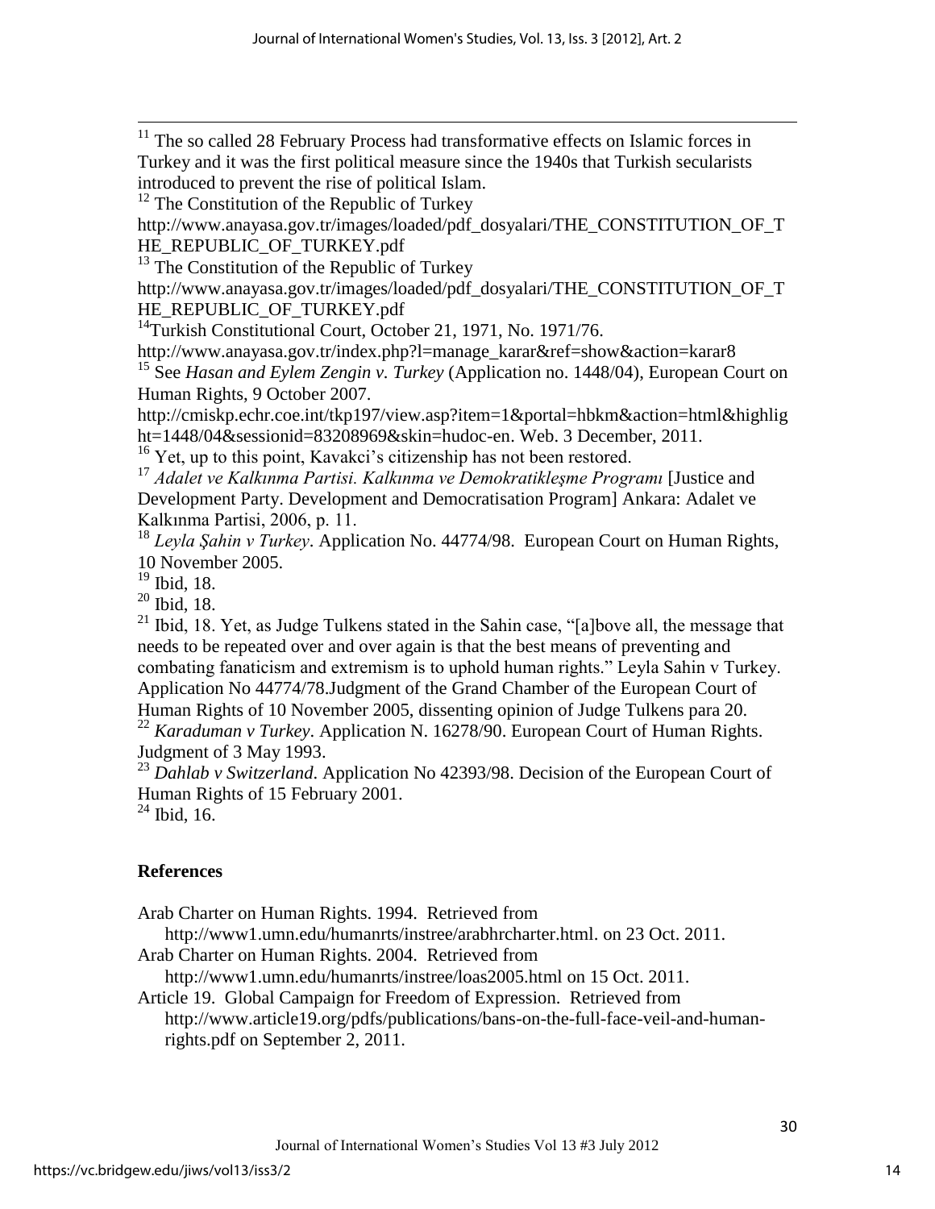[11] The so called 28 February Process had transformative effects on Islamic forces in Turkey and it was the first political measure since the 1940s that Turkish secularists introduced to prevent the rise of political Islam.

[12] The Constitution of the Republic of Turkey http://www.anayasa.gov.tr/images/loaded/pdf_dosyalari/THE_CONSTITUTION_OF_THE_REPUBLIC_OF_TURKEY.pdf

[13] The Constitution of the Republic of Turkey http://www.anayasa.gov.tr/images/loaded/pdf_dosyalari/THE_CONSTITUTION_OF_THE_REPUBLIC_OF_TURKEY.pdf

[14]Turkish Constitutional Court, October 21, 1971, No. 1971/76. http://www.anayasa.gov.tr/index.php?l=manage_karar&ref=show&action=karar8

[15] See *Hasan and Eylem Zengin v. Turkey* (Application no. 1448/04), European Court on Human Rights, 9 October 2007. http://cmiskp.echr.coe.int/tkp197/view.asp?item=1&portal=hbkm&action=html&highlight=1448/04&sessionid=83208969&skin=hudoc-en. Web. 3 December, 2011.

[16] Yet, up to this point, Kavakci's citizenship has not been restored.

[17] *Adalet ve Kalkınma Partisi. Kalkınma ve Demokratikleşme Programı* [Justice and Development Party. Development and Democratisation Program] Ankara: Adalet ve Kalkınma Partisi, 2006, p. 11.

[18] *Leyla Şahin v Turkey*. Application No. 44774/98. European Court on Human Rights, 10 November 2005.

[19] Ibid, 18.

[20] Ibid, 18.

[21] Ibid, 18. Yet, as Judge Tulkens stated in the Sahin case, "[a]bove all, the message that needs to be repeated over and over again is that the best means of preventing and combating fanaticism and extremism is to uphold human rights." Leyla Sahin v Turkey. Application No 44774/78.Judgment of the Grand Chamber of the European Court of Human Rights of 10 November 2005, dissenting opinion of Judge Tulkens para 20.

[22] *Karaduman v Turkey*. Application N. 16278/90. European Court of Human Rights. Judgment of 3 May 1993.

[23] *Dahlab v Switzerland*. Application No 42393/98. Decision of the European Court of Human Rights of 15 February 2001.

[24] Ibid, 16.

## References

Arab Charter on Human Rights. 1994. Retrieved from http://www1.umn.edu/humanrts/instree/arabhrcharter.html. on 23 Oct. 2011.

Arab Charter on Human Rights. 2004. Retrieved from http://www1.umn.edu/humanrts/instree/loas2005.html on 15 Oct. 2011.

Article 19. Global Campaign for Freedom of Expression. Retrieved from http://www.article19.org/pdfs/publications/bans-on-the-full-face-veil-and-human-rights.pdf on September 2, 2011.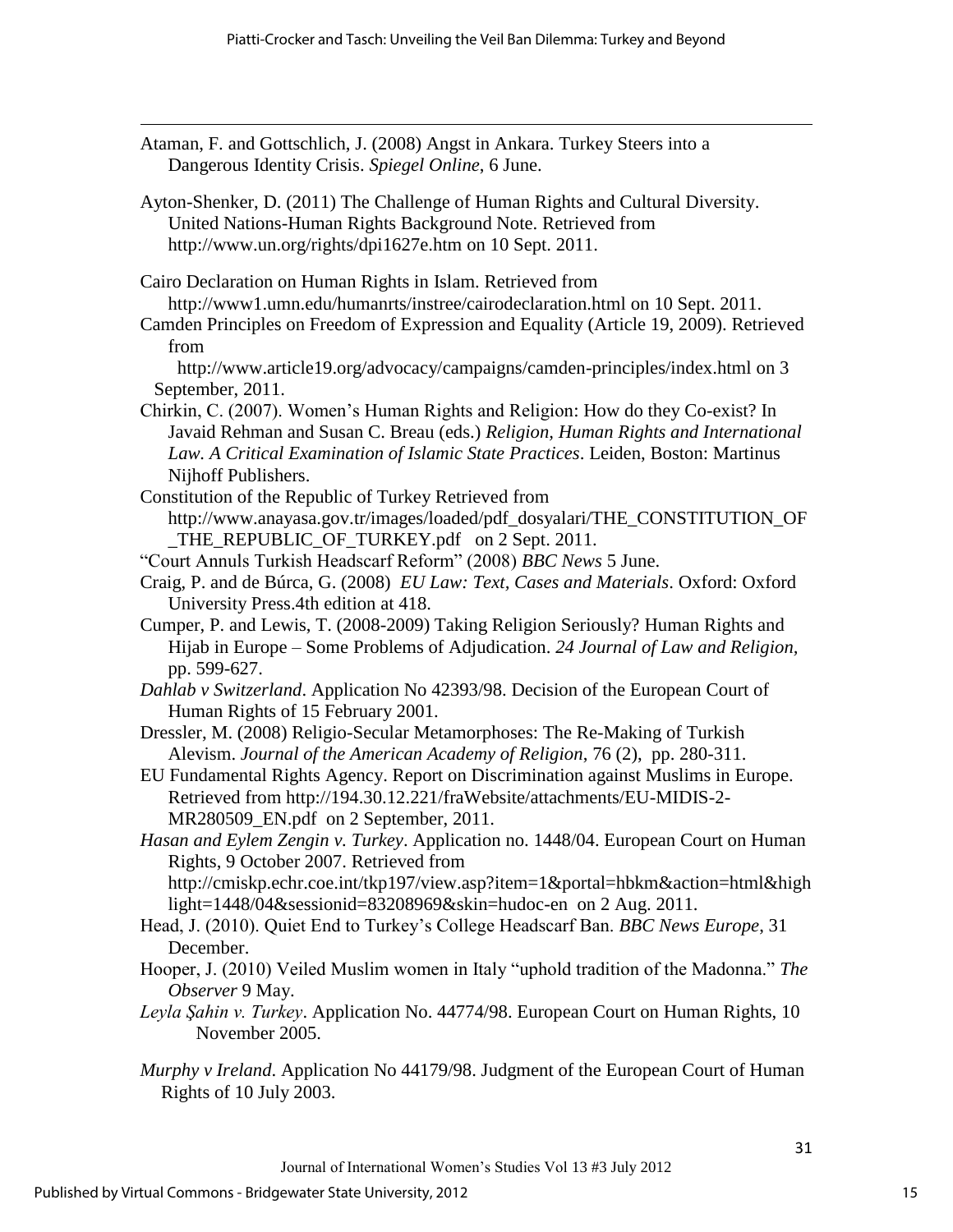Ataman, F. and Gottschlich, J. (2008) Angst in Ankara. Turkey Steers into a Dangerous Identity Crisis. *Spiegel Online*, 6 June.

Ayton-Shenker, D. (2011) The Challenge of Human Rights and Cultural Diversity. United Nations-Human Rights Background Note. Retrieved from http://www.un.org/rights/dpi1627e.htm on 10 Sept. 2011.

Cairo Declaration on Human Rights in Islam. Retrieved from http://www1.umn.edu/humanrts/instree/cairodeclaration.html on 10 Sept. 2011.

Camden Principles on Freedom of Expression and Equality (Article 19, 2009). Retrieved from http://www.article19.org/advocacy/campaigns/camden-principles/index.html on 3 September, 2011.

Chirkin, C. (2007). Women's Human Rights and Religion: How do they Co-exist? In Javaid Rehman and Susan C. Breau (eds.) *Religion, Human Rights and International Law. A Critical Examination of Islamic State Practices*. Leiden, Boston: Martinus Nijhoff Publishers.

Constitution of the Republic of Turkey Retrieved from http://www.anayasa.gov.tr/images/loaded/pdf_dosyalari/THE_CONSTITUTION_OF_THE_REPUBLIC_OF_TURKEY.pdf on 2 Sept. 2011.

"Court Annuls Turkish Headscarf Reform" (2008) *BBC News* 5 June.

Craig, P. and de Búrca, G. (2008) *EU Law: Text, Cases and Materials*. Oxford: Oxford University Press.4th edition at 418.

Cumper, P. and Lewis, T. (2008-2009) Taking Religion Seriously? Human Rights and Hijab in Europe – Some Problems of Adjudication. *24 Journal of Law and Religion*, pp. 599-627.

*Dahlab v Switzerland*. Application No 42393/98. Decision of the European Court of Human Rights of 15 February 2001.

Dressler, M. (2008) Religio-Secular Metamorphoses: The Re-Making of Turkish Alevism. *Journal of the American Academy of Religion*, 76 (2), pp. 280-311.

EU Fundamental Rights Agency. Report on Discrimination against Muslims in Europe. Retrieved from http://194.30.12.221/fraWebsite/attachments/EU-MIDIS-2-MR280509_EN.pdf on 2 September, 2011.

*Hasan and Eylem Zengin v. Turkey*. Application no. 1448/04. European Court on Human Rights, 9 October 2007. Retrieved from http://cmiskp.echr.coe.int/tkp197/view.asp?item=1&portal=hbkm&action=html&highlight=1448/04&sessionid=83208969&skin=hudoc-en on 2 Aug. 2011.

Head, J. (2010). Quiet End to Turkey's College Headscarf Ban. *BBC News Europe*, 31 December.

Hooper, J. (2010) Veiled Muslim women in Italy "uphold tradition of the Madonna." *The Observer* 9 May.

*Leyla Şahin v. Turkey*. Application No. 44774/98. European Court on Human Rights, 10 November 2005.

*Murphy v Ireland*. Application No 44179/98. Judgment of the European Court of Human Rights of 10 July 2003.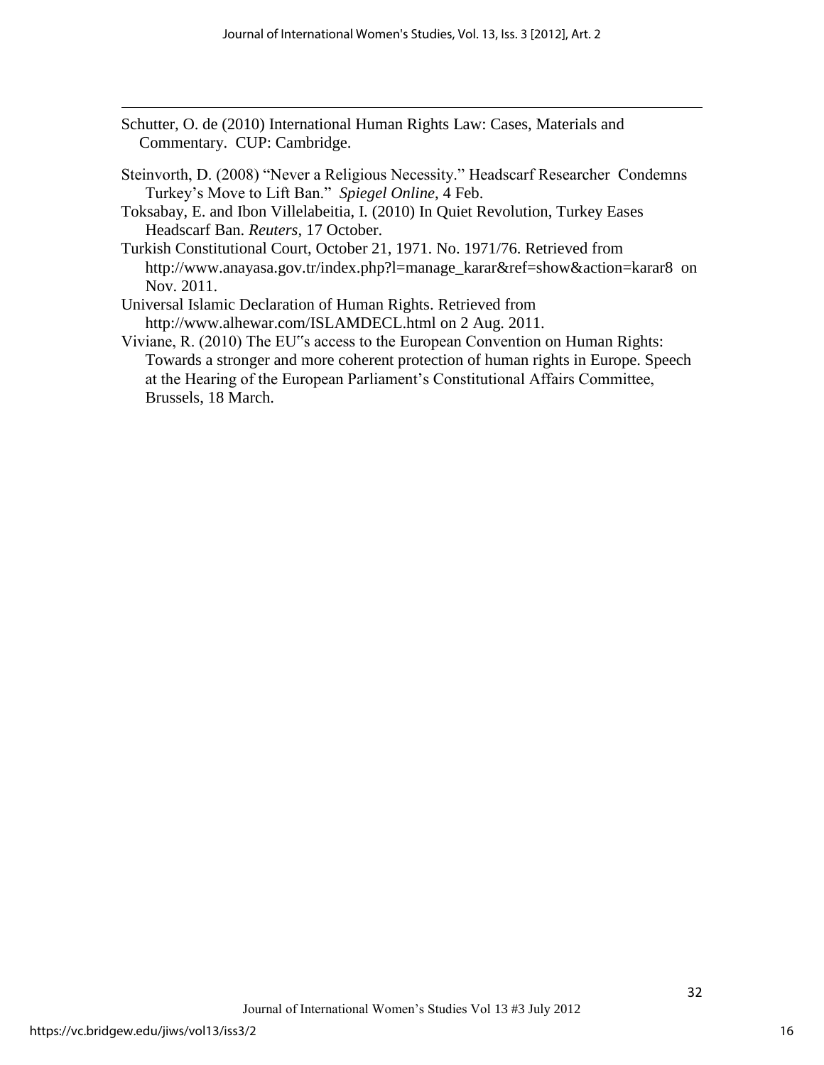Schutter, O. de (2010) International Human Rights Law: Cases, Materials and Commentary. CUP: Cambridge.

Steinvorth, D. (2008) "Never a Religious Necessity." Headscarf Researcher Condemns Turkey's Move to Lift Ban." *Spiegel Online*, 4 Feb.

Toksabay, E. and Ibon Villelabeitia, I. (2010) In Quiet Revolution, Turkey Eases Headscarf Ban. *Reuters*, 17 October.

Turkish Constitutional Court, October 21, 1971. No. 1971/76. Retrieved from http://www.anayasa.gov.tr/index.php?l=manage_karar&ref=show&action=karar8 on Nov. 2011.

Universal Islamic Declaration of Human Rights. Retrieved from http://www.alhewar.com/ISLAMDECL.html on 2 Aug. 2011.

Viviane, R. (2010) The EU"s access to the European Convention on Human Rights: Towards a stronger and more coherent protection of human rights in Europe. Speech at the Hearing of the European Parliament's Constitutional Affairs Committee, Brussels, 18 March.